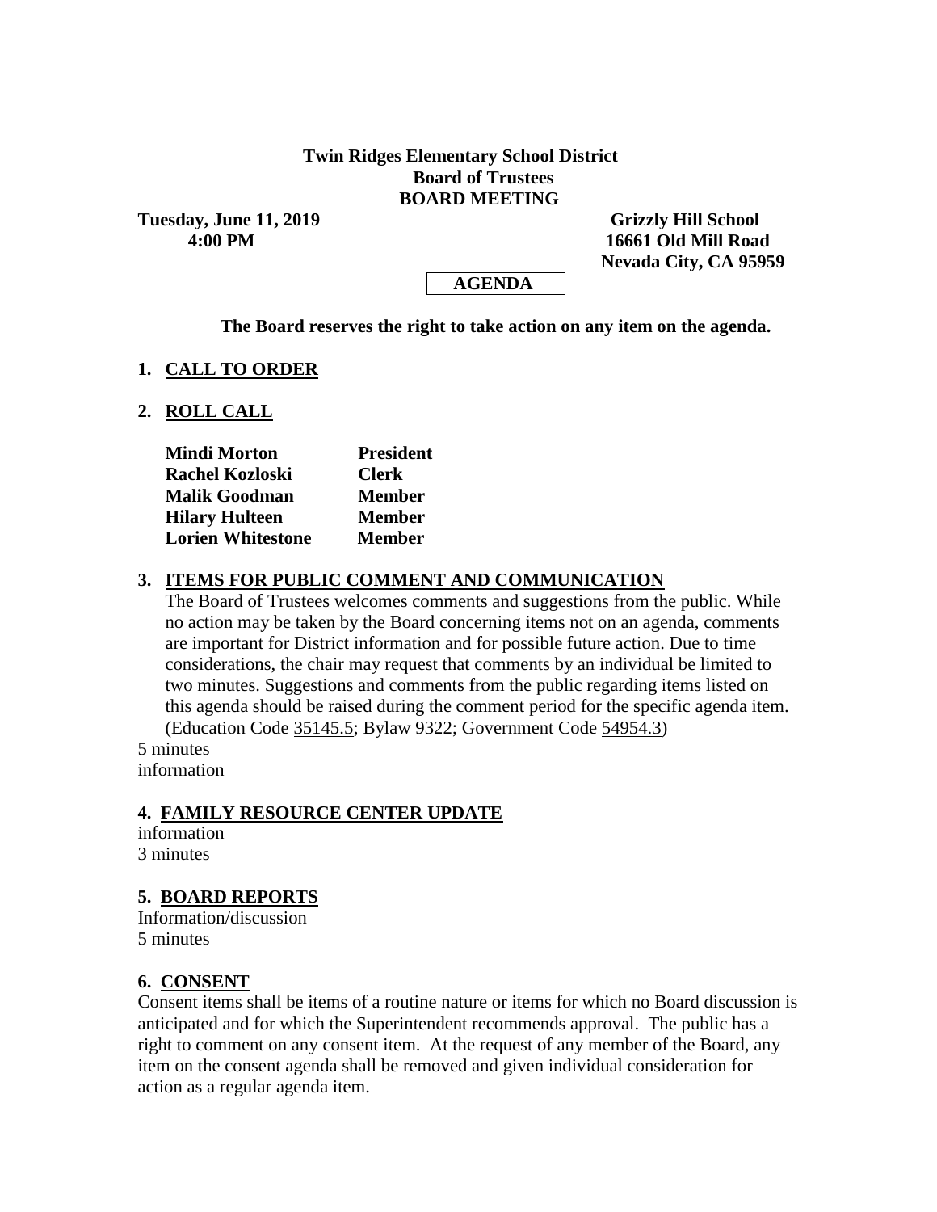**Twin Ridges Elementary School District**
**Board of Trustees**
**BOARD MEETING**

**Tuesday, June 11, 2019**
**4:00 PM**

**Grizzly Hill School**
**16661 Old Mill Road**
**Nevada City, CA 95959**

**AGENDA**

**The Board reserves the right to take action on any item on the agenda.**

## 1. CALL TO ORDER

## 2. ROLL CALL

| | |
|---|---|
| **Mindi Morton** | **President** |
| **Rachel Kozloski** | **Clerk** |
| **Malik Goodman** | **Member** |
| **Hilary Hulteen** | **Member** |
| **Lorien Whitestone** | **Member** |

## 3. ITEMS FOR PUBLIC COMMENT AND COMMUNICATION

The Board of Trustees welcomes comments and suggestions from the public. While no action may be taken by the Board concerning items not on an agenda, comments are important for District information and for possible future action. Due to time considerations, the chair may request that comments by an individual be limited to two minutes. Suggestions and comments from the public regarding items listed on this agenda should be raised during the comment period for the specific agenda item. (Education Code 35145.5; Bylaw 9322; Government Code 54954.3)

5 minutes
information

## 4. FAMILY RESOURCE CENTER UPDATE

information
3 minutes

## 5. BOARD REPORTS

Information/discussion
5 minutes

## 6. CONSENT

Consent items shall be items of a routine nature or items for which no Board discussion is anticipated and for which the Superintendent recommends approval. The public has a right to comment on any consent item. At the request of any member of the Board, any item on the consent agenda shall be removed and given individual consideration for action as a regular agenda item.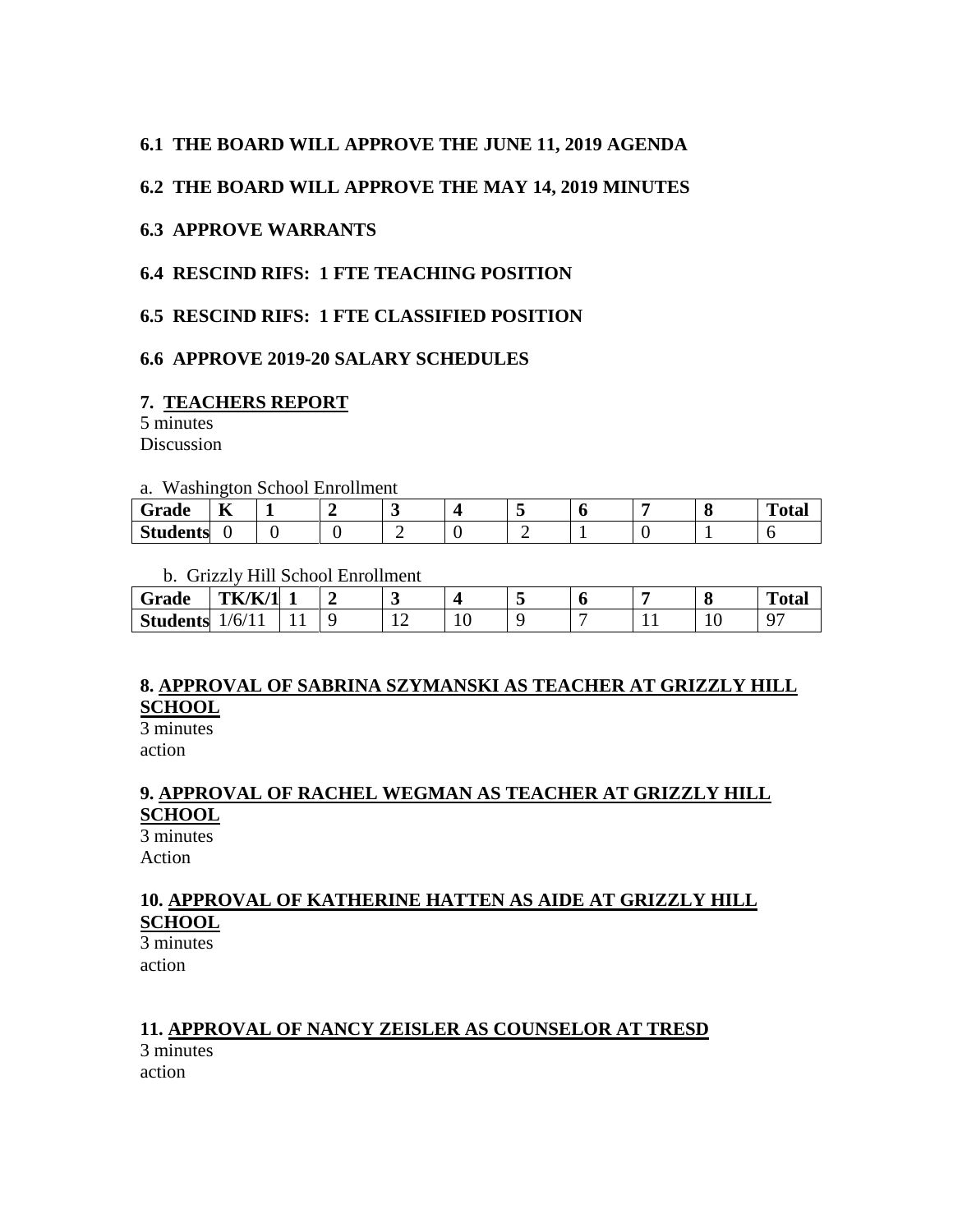**6.1 THE BOARD WILL APPROVE THE JUNE 11, 2019 AGENDA**

**6.2 THE BOARD WILL APPROVE THE MAY 14, 2019 MINUTES**

**6.3 APPROVE WARRANTS**

**6.4 RESCIND RIFS: 1 FTE TEACHING POSITION**

**6.5 RESCIND RIFS: 1 FTE CLASSIFIED POSITION**

**6.6 APPROVE 2019-20 SALARY SCHEDULES**

**7. TEACHERS REPORT**

5 minutes
Discussion

a. Washington School Enrollment

| **Grade** | **K** | **1** | **2** | **3** | **4** | **5** | **6** | **7** | **8** | **Total** |
|---|---|---|---|---|---|---|---|---|---|---|
| **Students** | 0 | 0 | 0 | 2 | 0 | 2 | 1 | 0 | 1 | 6 |

b. Grizzly Hill School Enrollment

| **Grade** | **TK/K/1** | **1** | **2** | **3** | **4** | **5** | **6** | **7** | **8** | **Total** |
|---|---|---|---|---|---|---|---|---|---|---|
| **Students** | 1/6/11 | 11 | 9 | 12 | 10 | 9 | 7 | 11 | 10 | 97 |

**8. APPROVAL OF SABRINA SZYMANSKI AS TEACHER AT GRIZZLY HILL SCHOOL**

3 minutes
action

**9. APPROVAL OF RACHEL WEGMAN AS TEACHER AT GRIZZLY HILL SCHOOL**

3 minutes
Action

**10. APPROVAL OF KATHERINE HATTEN AS AIDE AT GRIZZLY HILL SCHOOL**

3 minutes
action

**11. APPROVAL OF NANCY ZEISLER AS COUNSELOR AT TRESD**

3 minutes
action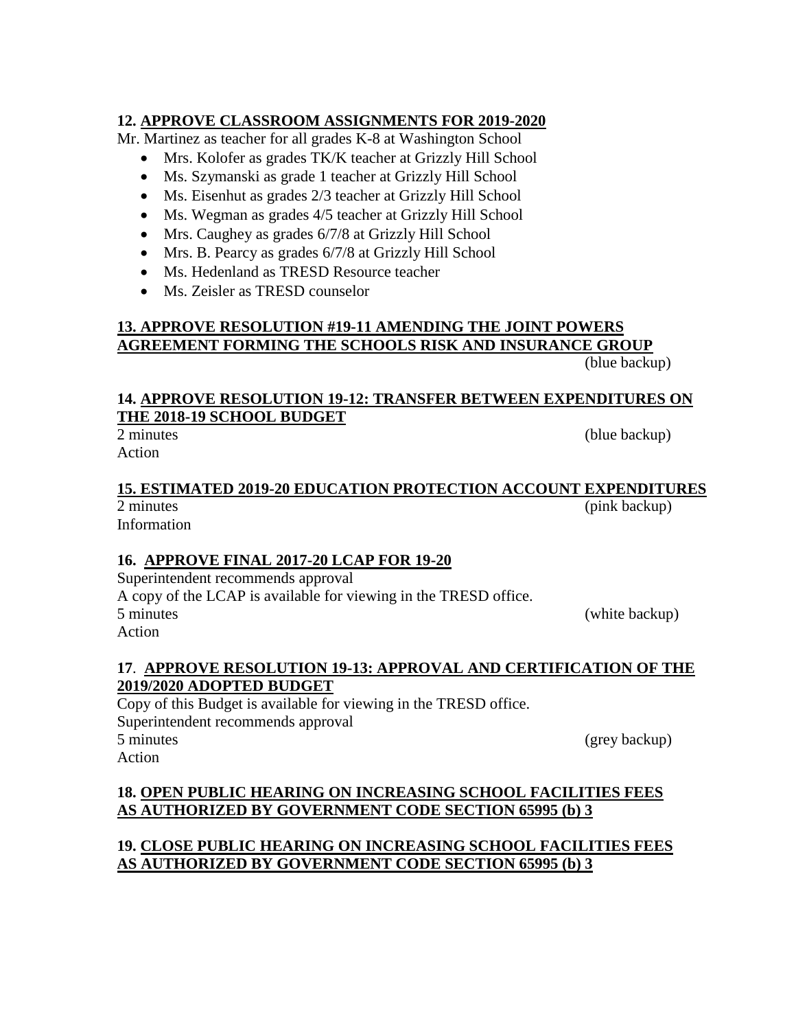**12. <u>APPROVE CLASSROOM ASSIGNMENTS FOR 2019-2020</u>**

Mr. Martinez as teacher for all grades K-8 at Washington School

- Mrs. Kolofer as grades TK/K teacher at Grizzly Hill School
- Ms. Szymanski as grade 1 teacher at Grizzly Hill School
- Ms. Eisenhut as grades 2/3 teacher at Grizzly Hill School
- Ms. Wegman as grades 4/5 teacher at Grizzly Hill School
- Mrs. Caughey as grades 6/7/8 at Grizzly Hill School
- Mrs. B. Pearcy as grades 6/7/8 at Grizzly Hill School
- Ms. Hedenland as TRESD Resource teacher
- Ms. Zeisler as TRESD counselor

**13. <u>APPROVE RESOLUTION #19-11 AMENDING THE JOINT POWERS AGREEMENT FORMING THE SCHOOLS RISK AND INSURANCE GROUP</u>**

(blue backup)

**14. <u>APPROVE RESOLUTION 19-12: TRANSFER BETWEEN EXPENDITURES ON THE 2018-19 SCHOOL BUDGET</u>**

2 minutes (blue backup)
Action

**15. <u>ESTIMATED 2019-20 EDUCATION PROTECTION ACCOUNT EXPENDITURES</u>**

2 minutes (pink backup)
Information

**16. <u>APPROVE FINAL 2017-20 LCAP FOR 19-20</u>**

Superintendent recommends approval
A copy of the LCAP is available for viewing in the TRESD office.
5 minutes (white backup)
Action

**17. <u>APPROVE RESOLUTION 19-13: APPROVAL AND CERTIFICATION OF THE 2019/2020 ADOPTED BUDGET</u>**

Copy of this Budget is available for viewing in the TRESD office.
Superintendent recommends approval
5 minutes (grey backup)
Action

**18. <u>OPEN PUBLIC HEARING ON INCREASING SCHOOL FACILITIES FEES AS AUTHORIZED BY GOVERNMENT CODE SECTION 65995 (b) 3</u>**

**19. <u>CLOSE PUBLIC HEARING ON INCREASING SCHOOL FACILITIES FEES AS AUTHORIZED BY GOVERNMENT CODE SECTION 65995 (b) 3</u>**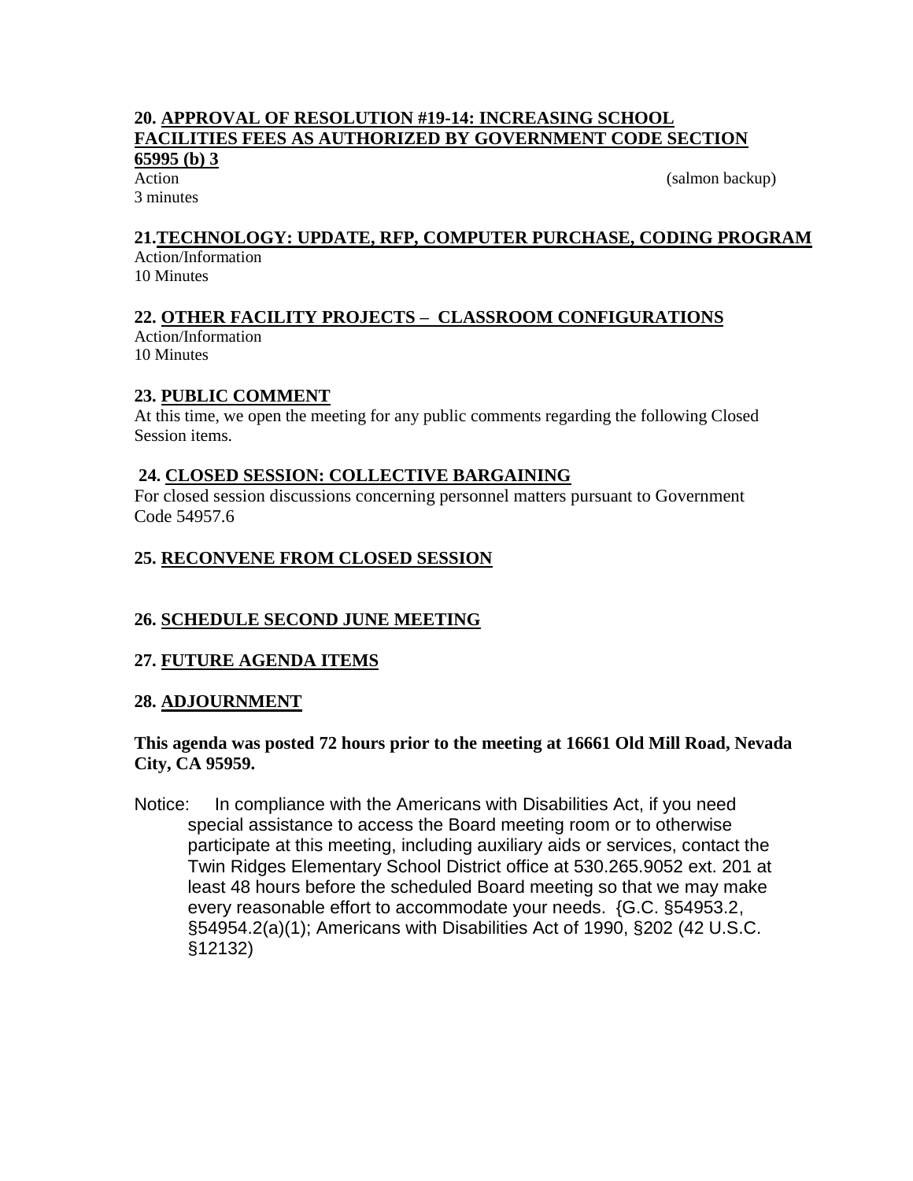**20. <u>APPROVAL OF RESOLUTION #19-14: INCREASING SCHOOL FACILITIES FEES AS AUTHORIZED BY GOVERNMENT CODE SECTION 65995 (b) 3</u>**

Action (salmon backup)
3 minutes

**21. <u>TECHNOLOGY: UPDATE, RFP, COMPUTER PURCHASE, CODING PROGRAM</u>**

Action/Information
10 Minutes

**22. <u>OTHER FACILITY PROJECTS – CLASSROOM CONFIGURATIONS</u>**

Action/Information
10 Minutes

**23. <u>PUBLIC COMMENT</u>**

At this time, we open the meeting for any public comments regarding the following Closed Session items.

**24. <u>CLOSED SESSION: COLLECTIVE BARGAINING</u>**

For closed session discussions concerning personnel matters pursuant to Government Code 54957.6

**25. <u>RECONVENE FROM CLOSED SESSION</u>**

**26. <u>SCHEDULE SECOND JUNE MEETING</u>**

**27. <u>FUTURE AGENDA ITEMS</u>**

**28. <u>ADJOURNMENT</u>**

**This agenda was posted 72 hours prior to the meeting at 16661 Old Mill Road, Nevada City, CA 95959.**

Notice: In compliance with the Americans with Disabilities Act, if you need special assistance to access the Board meeting room or to otherwise participate at this meeting, including auxiliary aids or services, contact the Twin Ridges Elementary School District office at 530.265.9052 ext. 201 at least 48 hours before the scheduled Board meeting so that we may make every reasonable effort to accommodate your needs. {G.C. §54953.2, §54954.2(a)(1); Americans with Disabilities Act of 1990, §202 (42 U.S.C. §12132)